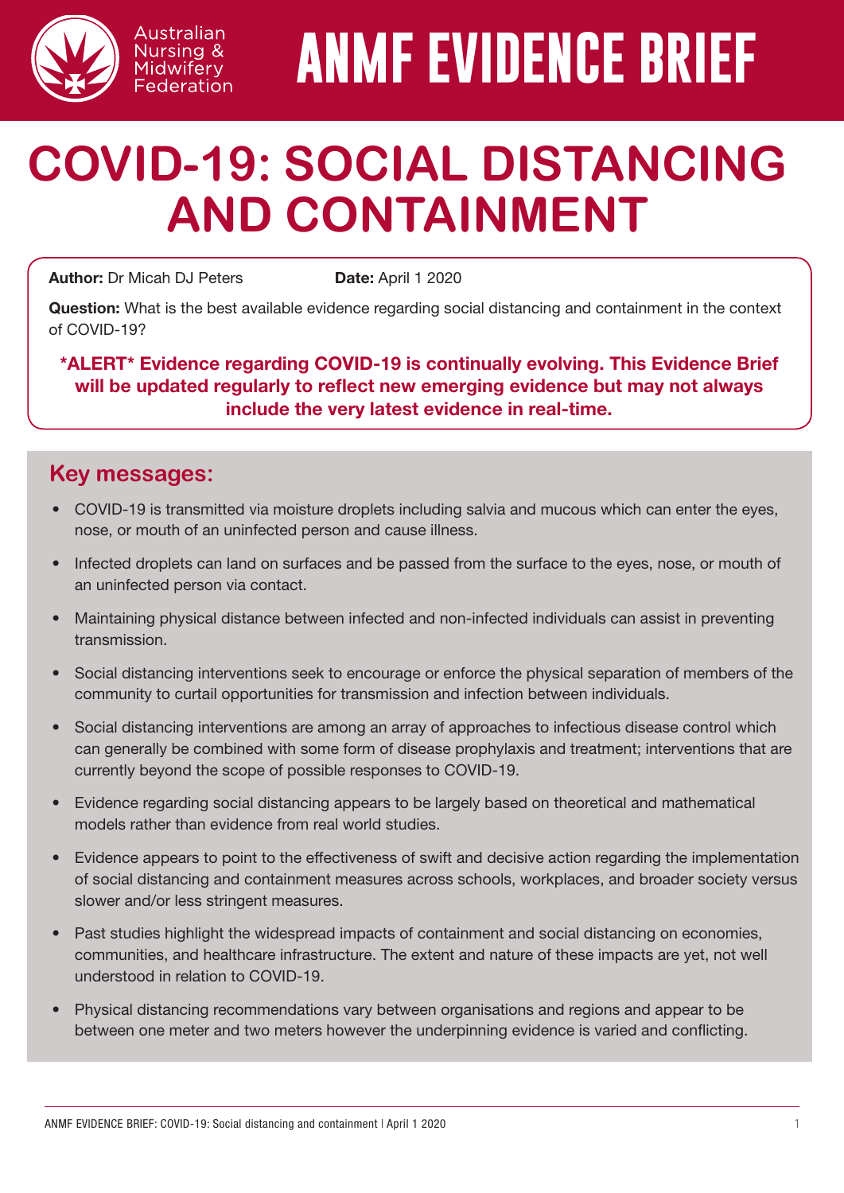# ANMF EVIDENCE BRIEF

Australian Nursing & Midwifery Federation

# COVID-19: SOCIAL DISTANCING AND CONTAINMENT

**Author:** Dr Micah DJ Peters **Date:** April 1 2020

**Question:** What is the best available evidence regarding social distancing and containment in the context of COVID-19?

**\*ALERT\* Evidence regarding COVID-19 is continually evolving. This Evidence Brief will be updated regularly to reflect new emerging evidence but may not always include the very latest evidence in real-time.**

## Key messages:

- COVID-19 is transmitted via moisture droplets including salvia and mucous which can enter the eyes, nose, or mouth of an uninfected person and cause illness.
- Infected droplets can land on surfaces and be passed from the surface to the eyes, nose, or mouth of an uninfected person via contact.
- Maintaining physical distance between infected and non-infected individuals can assist in preventing transmission.
- Social distancing interventions seek to encourage or enforce the physical separation of members of the community to curtail opportunities for transmission and infection between individuals.
- Social distancing interventions are among an array of approaches to infectious disease control which can generally be combined with some form of disease prophylaxis and treatment; interventions that are currently beyond the scope of possible responses to COVID-19.
- Evidence regarding social distancing appears to be largely based on theoretical and mathematical models rather than evidence from real world studies.
- Evidence appears to point to the effectiveness of swift and decisive action regarding the implementation of social distancing and containment measures across schools, workplaces, and broader society versus slower and/or less stringent measures.
- Past studies highlight the widespread impacts of containment and social distancing on economies, communities, and healthcare infrastructure. The extent and nature of these impacts are yet, not well understood in relation to COVID-19.
- Physical distancing recommendations vary between organisations and regions and appear to be between one meter and two meters however the underpinning evidence is varied and conflicting.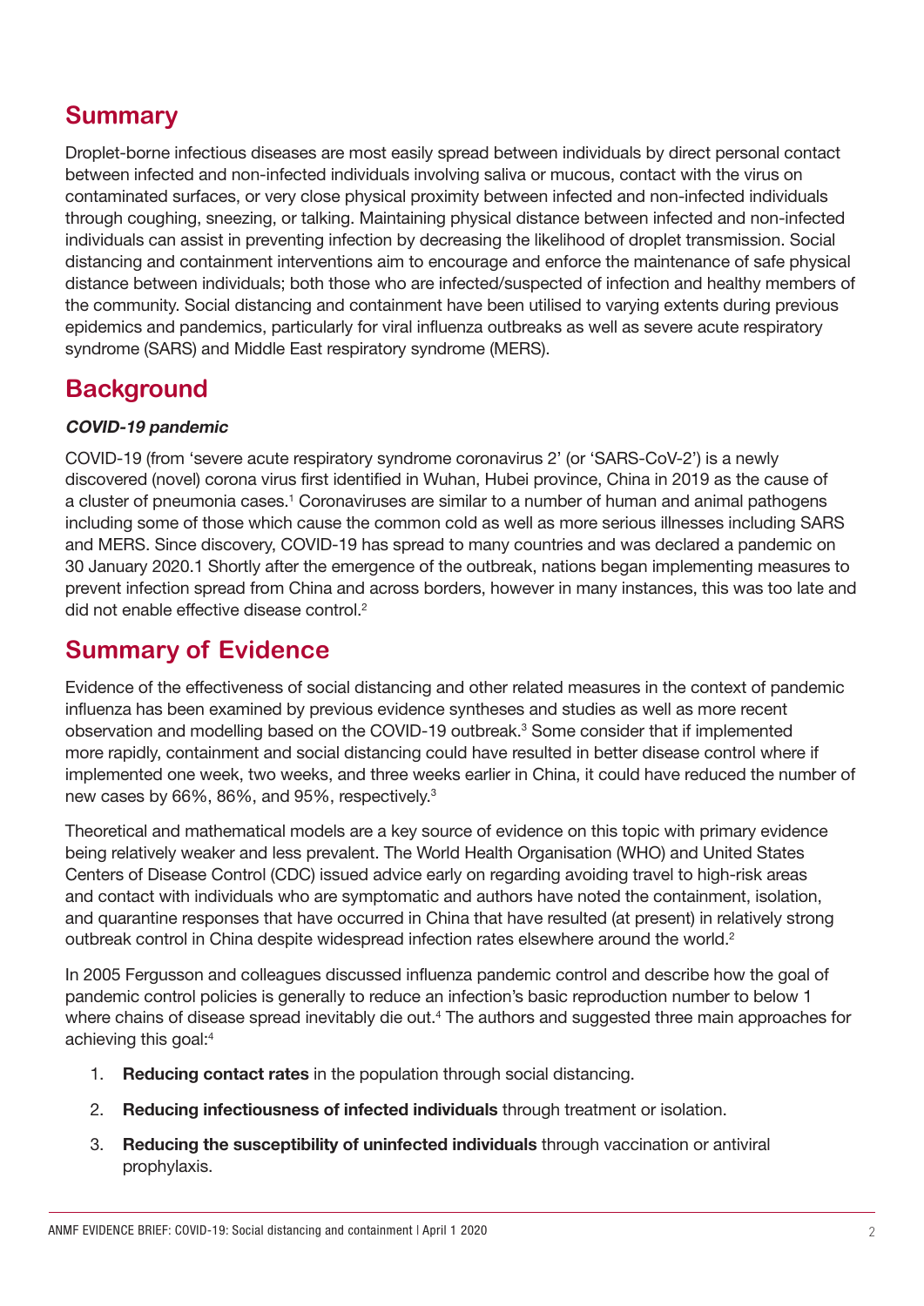## Summary

Droplet-borne infectious diseases are most easily spread between individuals by direct personal contact between infected and non-infected individuals involving saliva or mucous, contact with the virus on contaminated surfaces, or very close physical proximity between infected and non-infected individuals through coughing, sneezing, or talking. Maintaining physical distance between infected and non-infected individuals can assist in preventing infection by decreasing the likelihood of droplet transmission. Social distancing and containment interventions aim to encourage and enforce the maintenance of safe physical distance between individuals; both those who are infected/suspected of infection and healthy members of the community. Social distancing and containment have been utilised to varying extents during previous epidemics and pandemics, particularly for viral influenza outbreaks as well as severe acute respiratory syndrome (SARS) and Middle East respiratory syndrome (MERS).

## Background

***COVID-19 pandemic***

COVID-19 (from 'severe acute respiratory syndrome coronavirus 2' (or 'SARS-CoV-2') is a newly discovered (novel) corona virus first identified in Wuhan, Hubei province, China in 2019 as the cause of a cluster of pneumonia cases.[1] Coronaviruses are similar to a number of human and animal pathogens including some of those which cause the common cold as well as more serious illnesses including SARS and MERS. Since discovery, COVID-19 has spread to many countries and was declared a pandemic on 30 January 2020.1 Shortly after the emergence of the outbreak, nations began implementing measures to prevent infection spread from China and across borders, however in many instances, this was too late and did not enable effective disease control.[2]

## Summary of Evidence

Evidence of the effectiveness of social distancing and other related measures in the context of pandemic influenza has been examined by previous evidence syntheses and studies as well as more recent observation and modelling based on the COVID-19 outbreak.[3] Some consider that if implemented more rapidly, containment and social distancing could have resulted in better disease control where if implemented one week, two weeks, and three weeks earlier in China, it could have reduced the number of new cases by 66%, 86%, and 95%, respectively.[3]

Theoretical and mathematical models are a key source of evidence on this topic with primary evidence being relatively weaker and less prevalent. The World Health Organisation (WHO) and United States Centers of Disease Control (CDC) issued advice early on regarding avoiding travel to high-risk areas and contact with individuals who are symptomatic and authors have noted the containment, isolation, and quarantine responses that have occurred in China that have resulted (at present) in relatively strong outbreak control in China despite widespread infection rates elsewhere around the world.[2]

In 2005 Fergusson and colleagues discussed influenza pandemic control and describe how the goal of pandemic control policies is generally to reduce an infection's basic reproduction number to below 1 where chains of disease spread inevitably die out.[4] The authors and suggested three main approaches for achieving this goal:[4]

1. **Reducing contact rates** in the population through social distancing.
2. **Reducing infectiousness of infected individuals** through treatment or isolation.
3. **Reducing the susceptibility of uninfected individuals** through vaccination or antiviral prophylaxis.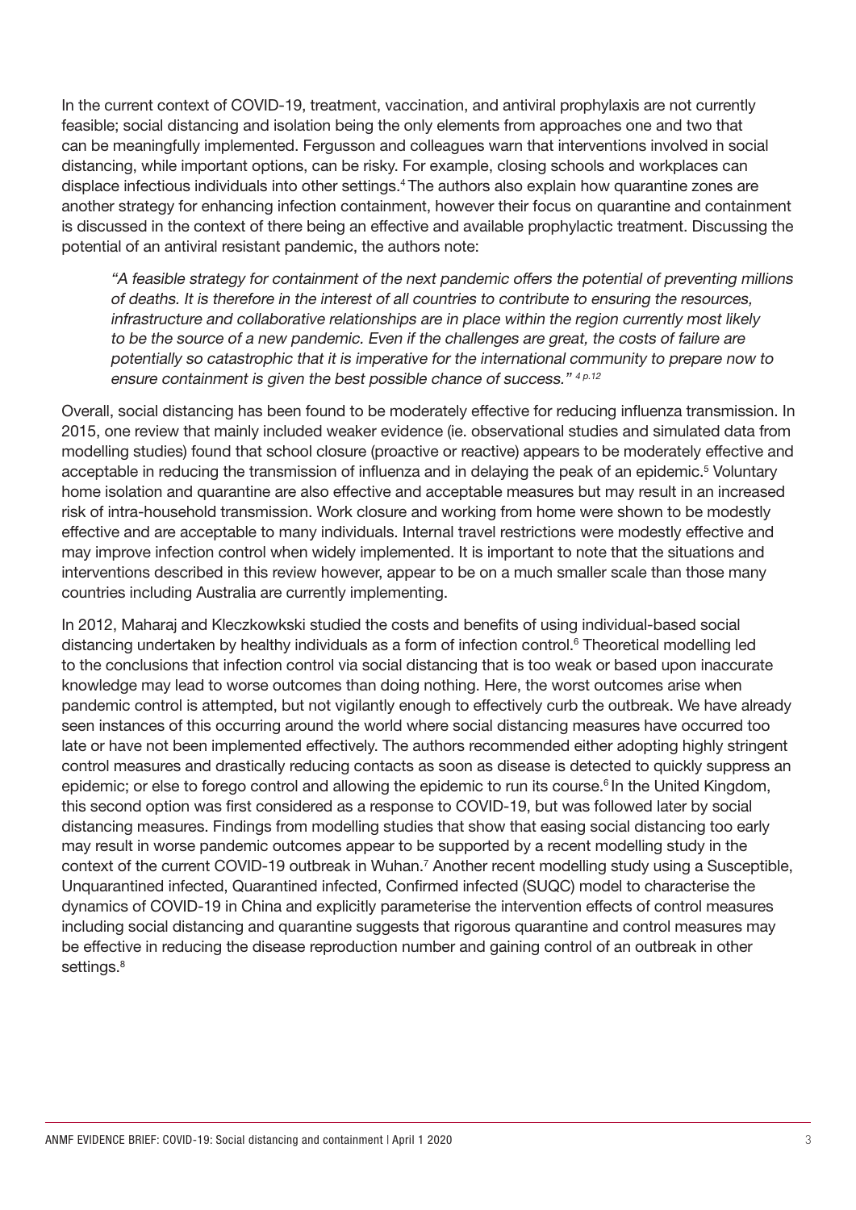In the current context of COVID-19, treatment, vaccination, and antiviral prophylaxis are not currently feasible; social distancing and isolation being the only elements from approaches one and two that can be meaningfully implemented. Fergusson and colleagues warn that interventions involved in social distancing, while important options, can be risky. For example, closing schools and workplaces can displace infectious individuals into other settings.[4] The authors also explain how quarantine zones are another strategy for enhancing infection containment, however their focus on quarantine and containment is discussed in the context of there being an effective and available prophylactic treatment. Discussing the potential of an antiviral resistant pandemic, the authors note:

> *"A feasible strategy for containment of the next pandemic offers the potential of preventing millions of deaths. It is therefore in the interest of all countries to contribute to ensuring the resources, infrastructure and collaborative relationships are in place within the region currently most likely to be the source of a new pandemic. Even if the challenges are great, the costs of failure are potentially so catastrophic that it is imperative for the international community to prepare now to ensure containment is given the best possible chance of success."* [4 p.12]

Overall, social distancing has been found to be moderately effective for reducing influenza transmission. In 2015, one review that mainly included weaker evidence (ie. observational studies and simulated data from modelling studies) found that school closure (proactive or reactive) appears to be moderately effective and acceptable in reducing the transmission of influenza and in delaying the peak of an epidemic.[5] Voluntary home isolation and quarantine are also effective and acceptable measures but may result in an increased risk of intra-household transmission. Work closure and working from home were shown to be modestly effective and are acceptable to many individuals. Internal travel restrictions were modestly effective and may improve infection control when widely implemented. It is important to note that the situations and interventions described in this review however, appear to be on a much smaller scale than those many countries including Australia are currently implementing.

In 2012, Maharaj and Kleczkowski studied the costs and benefits of using individual-based social distancing undertaken by healthy individuals as a form of infection control.[6] Theoretical modelling led to the conclusions that infection control via social distancing that is too weak or based upon inaccurate knowledge may lead to worse outcomes than doing nothing. Here, the worst outcomes arise when pandemic control is attempted, but not vigilantly enough to effectively curb the outbreak. We have already seen instances of this occurring around the world where social distancing measures have occurred too late or have not been implemented effectively. The authors recommended either adopting highly stringent control measures and drastically reducing contacts as soon as disease is detected to quickly suppress an epidemic; or else to forego control and allowing the epidemic to run its course.[6] In the United Kingdom, this second option was first considered as a response to COVID-19, but was followed later by social distancing measures. Findings from modelling studies that show that easing social distancing too early may result in worse pandemic outcomes appear to be supported by a recent modelling study in the context of the current COVID-19 outbreak in Wuhan.[7] Another recent modelling study using a Susceptible, Unquarantined infected, Quarantined infected, Confirmed infected (SUQC) model to characterise the dynamics of COVID-19 in China and explicitly parameterise the intervention effects of control measures including social distancing and quarantine suggests that rigorous quarantine and control measures may be effective in reducing the disease reproduction number and gaining control of an outbreak in other settings.[8]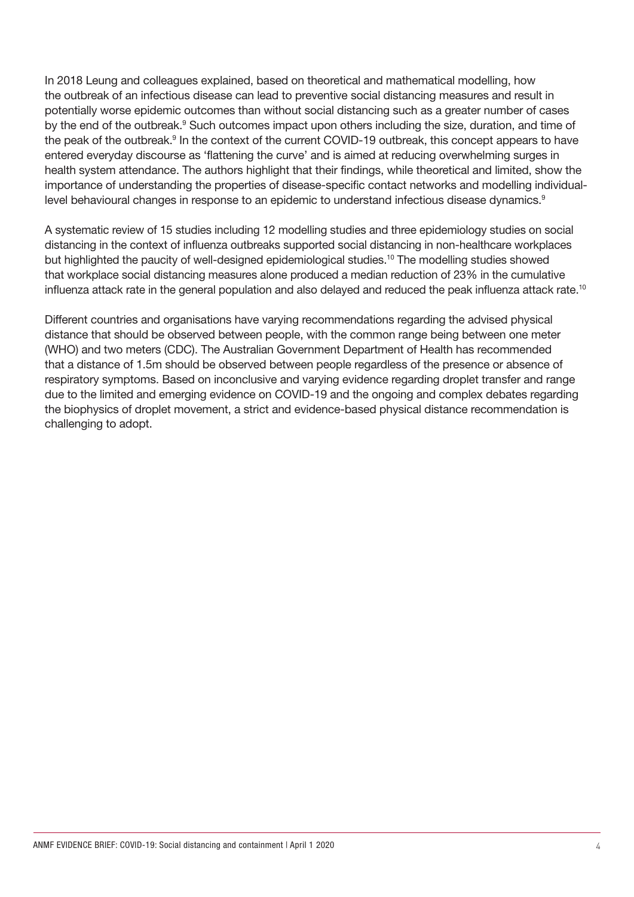In 2018 Leung and colleagues explained, based on theoretical and mathematical modelling, how the outbreak of an infectious disease can lead to preventive social distancing measures and result in potentially worse epidemic outcomes than without social distancing such as a greater number of cases by the end of the outbreak.[9] Such outcomes impact upon others including the size, duration, and time of the peak of the outbreak.[9] In the context of the current COVID-19 outbreak, this concept appears to have entered everyday discourse as 'flattening the curve' and is aimed at reducing overwhelming surges in health system attendance. The authors highlight that their findings, while theoretical and limited, show the importance of understanding the properties of disease-specific contact networks and modelling individual-level behavioural changes in response to an epidemic to understand infectious disease dynamics.[9]

A systematic review of 15 studies including 12 modelling studies and three epidemiology studies on social distancing in the context of influenza outbreaks supported social distancing in non-healthcare workplaces but highlighted the paucity of well-designed epidemiological studies.[10] The modelling studies showed that workplace social distancing measures alone produced a median reduction of 23% in the cumulative influenza attack rate in the general population and also delayed and reduced the peak influenza attack rate.[10]

Different countries and organisations have varying recommendations regarding the advised physical distance that should be observed between people, with the common range being between one meter (WHO) and two meters (CDC). The Australian Government Department of Health has recommended that a distance of 1.5m should be observed between people regardless of the presence or absence of respiratory symptoms. Based on inconclusive and varying evidence regarding droplet transfer and range due to the limited and emerging evidence on COVID-19 and the ongoing and complex debates regarding the biophysics of droplet movement, a strict and evidence-based physical distance recommendation is challenging to adopt.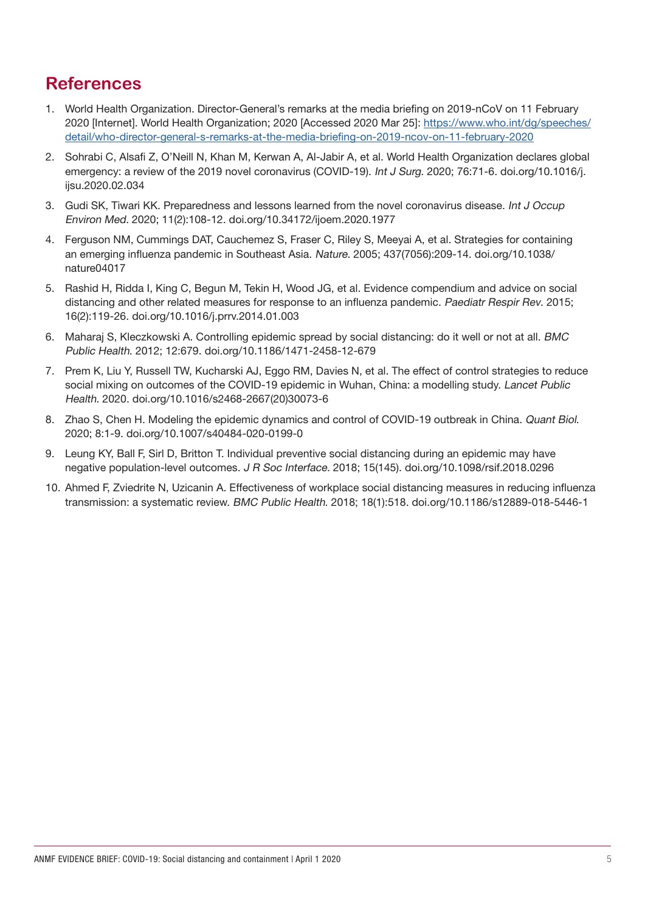## References

1. World Health Organization. Director-General's remarks at the media briefing on 2019-nCoV on 11 February 2020 [Internet]. World Health Organization; 2020 [Accessed 2020 Mar 25]: https://www.who.int/dg/speeches/detail/who-director-general-s-remarks-at-the-media-briefing-on-2019-ncov-on-11-february-2020
2. Sohrabi C, Alsafi Z, O'Neill N, Khan M, Kerwan A, Al-Jabir A, et al. World Health Organization declares global emergency: a review of the 2019 novel coronavirus (COVID-19). *Int J Surg*. 2020; 76:71-6. doi.org/10.1016/j.ijsu.2020.02.034
3. Gudi SK, Tiwari KK. Preparedness and lessons learned from the novel coronavirus disease. *Int J Occup Environ Med*. 2020; 11(2):108-12. doi.org/10.34172/ijoem.2020.1977
4. Ferguson NM, Cummings DAT, Cauchemez S, Fraser C, Riley S, Meeyai A, et al. Strategies for containing an emerging influenza pandemic in Southeast Asia. *Nature*. 2005; 437(7056):209-14. doi.org/10.1038/nature04017
5. Rashid H, Ridda I, King C, Begun M, Tekin H, Wood JG, et al. Evidence compendium and advice on social distancing and other related measures for response to an influenza pandemic. *Paediatr Respir Rev*. 2015; 16(2):119-26. doi.org/10.1016/j.prrv.2014.01.003
6. Maharaj S, Kleczkowski A. Controlling epidemic spread by social distancing: do it well or not at all. *BMC Public Health*. 2012; 12:679. doi.org/10.1186/1471-2458-12-679
7. Prem K, Liu Y, Russell TW, Kucharski AJ, Eggo RM, Davies N, et al. The effect of control strategies to reduce social mixing on outcomes of the COVID-19 epidemic in Wuhan, China: a modelling study. *Lancet Public Health*. 2020. doi.org/10.1016/s2468-2667(20)30073-6
8. Zhao S, Chen H. Modeling the epidemic dynamics and control of COVID-19 outbreak in China. *Quant Biol*. 2020; 8:1-9. doi.org/10.1007/s40484-020-0199-0
9. Leung KY, Ball F, Sirl D, Britton T. Individual preventive social distancing during an epidemic may have negative population-level outcomes. *J R Soc Interface*. 2018; 15(145). doi.org/10.1098/rsif.2018.0296
10. Ahmed F, Zviedrite N, Uzicanin A. Effectiveness of workplace social distancing measures in reducing influenza transmission: a systematic review. *BMC Public Health*. 2018; 18(1):518. doi.org/10.1186/s12889-018-5446-1